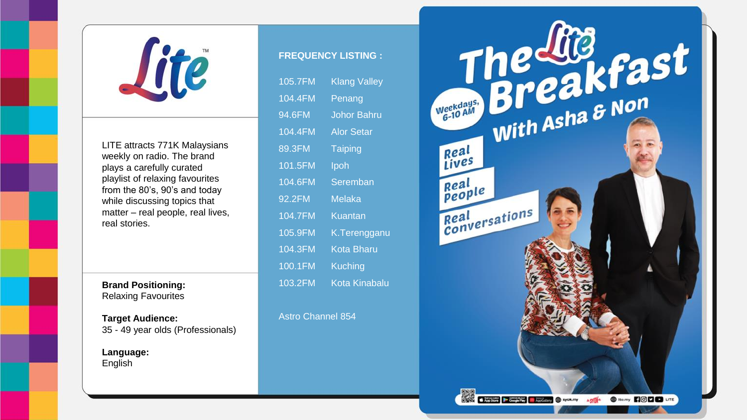Lite™

LITE attracts 771K Malaysians weekly on radio. The brand plays a carefully curated playlist of relaxing favourites from the 80's, 90's and today while discussing topics that matter – real people, real lives, real stories.

**Brand Positioning:**
Relaxing Favourites

**Target Audience:**
35 - 49 year olds (Professionals)

**Language:**
English

**FREQUENCY LISTING :**

| Frequency | Location |
|---|---|
| 105.7FM | Klang Valley |
| 104.4FM | Penang |
| 94.6FM | Johor Bahru |
| 104.4FM | Alor Setar |
| 89.3FM | Taiping |
| 101.5FM | Ipoh |
| 104.6FM | Seremban |
| 92.2FM | Melaka |
| 104.7FM | Kuantan |
| 105.9FM | K.Terengganu |
| 104.3FM | Kota Bharu |
| 100.1FM | Kuching |
| 103.2FM | Kota Kinabalu |

Astro Channel 854

# The Lite Breakfast With Asha & Non

Weekdays, 6-10 AM

Real Lives

Real People

Real Conversations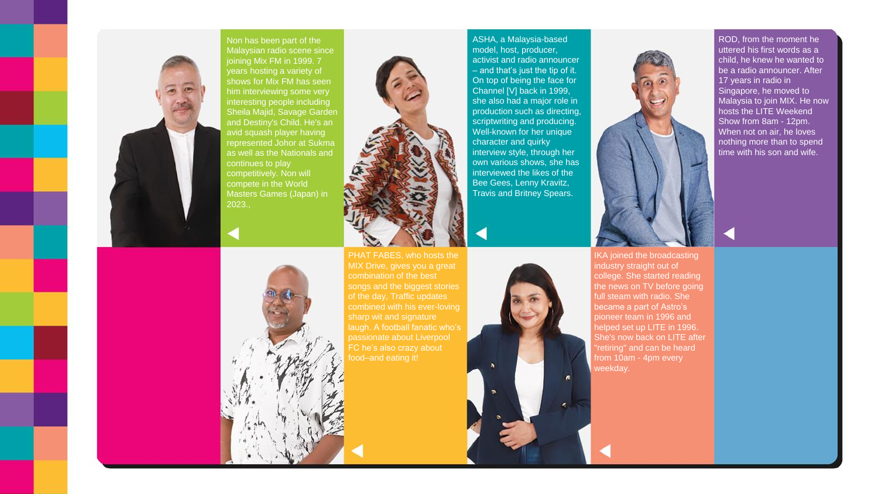Non has been part of the Malaysian radio scene since joining Mix FM in 1999. 7 years hosting a variety of shows for Mix FM has seen him interviewing some very interesting people including Sheila Majid, Savage Garden and Destiny's Child. He's an avid squash player having represented Johor at Sukma as well as the Nationals and continues to play competitively. Non will compete in the World Masters Games (Japan) in 2023.,

ASHA, a Malaysia-based model, host, producer, activist and radio announcer – and that's just the tip of it. On top of being the face for Channel [V] back in 1999, she also had a major role in production such as directing, scriptwriting and producing. Well-known for her unique character and quirky interview style, through her own various shows, she has interviewed the likes of the Bee Gees, Lenny Kravitz, Travis and Britney Spears.

ROD, from the moment he uttered his first words as a child, he knew he wanted to be a radio announcer. After 17 years in radio in Singapore, he moved to Malaysia to join MIX. He now hosts the LITE Weekend Show from 8am - 12pm. When not on air, he loves nothing more than to spend time with his son and wife.

PHAT FABES, who hosts the MIX Drive, gives you a great combination of the best songs and the biggest stories of the day, Traffic updates combined with his ever-loving sharp wit and signature laugh. A football fanatic who's passionate about Liverpool FC he's also crazy about food–and eating it!

IKA joined the broadcasting industry straight out of college. She started reading the news on TV before going full steam with radio. She became a part of Astro's pioneer team in 1996 and helped set up LITE in 1996. She's now back on LITE after "retiring" and can be heard from 10am - 4pm every weekday.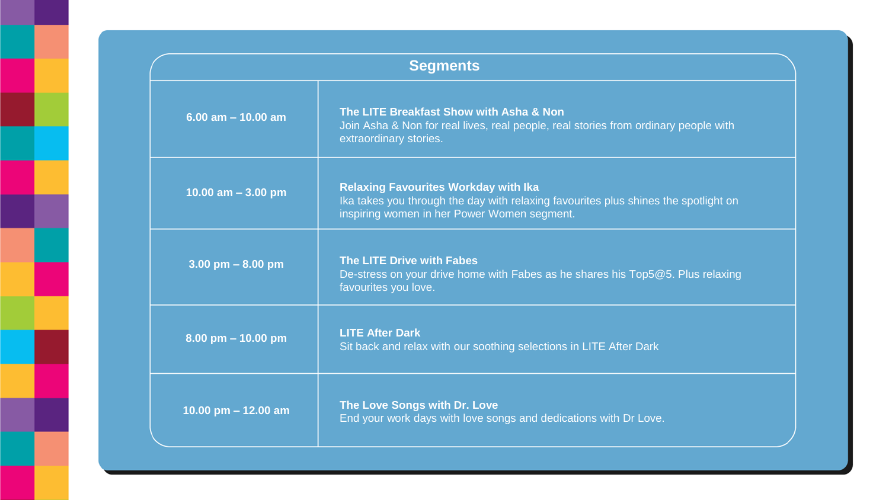| Segments | |
| --- | --- |
| **6.00 am – 10.00 am** | **The LITE Breakfast Show with Asha & Non**<br>Join Asha & Non for real lives, real people, real stories from ordinary people with extraordinary stories. |
| **10.00 am – 3.00 pm** | **Relaxing Favourites Workday with Ika**<br>Ika takes you through the day with relaxing favourites plus shines the spotlight on inspiring women in her Power Women segment. |
| **3.00 pm – 8.00 pm** | **The LITE Drive with Fabes**<br>De-stress on your drive home with Fabes as he shares his Top5@5. Plus relaxing favourites you love. |
| **8.00 pm – 10.00 pm** | **LITE After Dark**<br>Sit back and relax with our soothing selections in LITE After Dark |
| **10.00 pm – 12.00 am** | **The Love Songs with Dr. Love**<br>End your work days with love songs and dedications with Dr Love. |